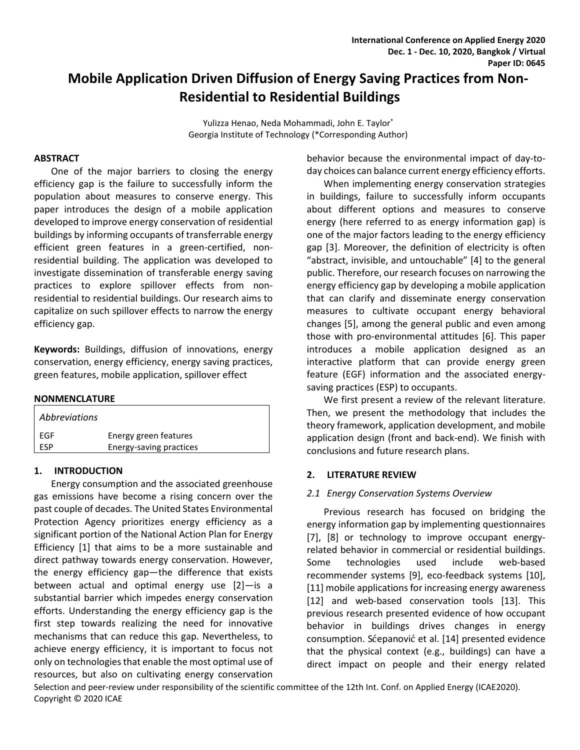# Mobile Application Driven Diffusion of Energy Saving Practices from Non-Residential to Residential Buildings

Yulizza Henao, Neda Mohammadi, John E. Taylor*
Georgia Institute of Technology (*Corresponding Author)

## ABSTRACT

One of the major barriers to closing the energy efficiency gap is the failure to successfully inform the population about measures to conserve energy. This paper introduces the design of a mobile application developed to improve energy conservation of residential buildings by informing occupants of transferrable energy efficient green features in a green-certified, non-residential building. The application was developed to investigate dissemination of transferable energy saving practices to explore spillover effects from non-residential to residential buildings. Our research aims to capitalize on such spillover effects to narrow the energy efficiency gap.

**Keywords:** Buildings, diffusion of innovations, energy conservation, energy efficiency, energy saving practices, green features, mobile application, spillover effect

## NONMENCLATURE

| *Abbreviations* | |
|---|---|
| EGF | Energy green features |
| ESP | Energy-saving practices |

## 1. INTRODUCTION

Energy consumption and the associated greenhouse gas emissions have become a rising concern over the past couple of decades. The United States Environmental Protection Agency prioritizes energy efficiency as a significant portion of the National Action Plan for Energy Efficiency [1] that aims to be a more sustainable and direct pathway towards energy conservation. However, the energy efficiency gap—the difference that exists between actual and optimal energy use [2]—is a substantial barrier which impedes energy conservation efforts. Understanding the energy efficiency gap is the first step towards realizing the need for innovative mechanisms that can reduce this gap. Nevertheless, to achieve energy efficiency, it is important to focus not only on technologies that enable the most optimal use of resources, but also on cultivating energy conservation behavior because the environmental impact of day-to-day choices can balance current energy efficiency efforts.

When implementing energy conservation strategies in buildings, failure to successfully inform occupants about different options and measures to conserve energy (here referred to as energy information gap) is one of the major factors leading to the energy efficiency gap [3]. Moreover, the definition of electricity is often "abstract, invisible, and untouchable" [4] to the general public. Therefore, our research focuses on narrowing the energy efficiency gap by developing a mobile application that can clarify and disseminate energy conservation measures to cultivate occupant energy behavioral changes [5], among the general public and even among those with pro-environmental attitudes [6]. This paper introduces a mobile application designed as an interactive platform that can provide energy green feature (EGF) information and the associated energy-saving practices (ESP) to occupants.

We first present a review of the relevant literature. Then, we present the methodology that includes the theory framework, application development, and mobile application design (front and back-end). We finish with conclusions and future research plans.

## 2. LITERATURE REVIEW

### *2.1 Energy Conservation Systems Overview*

Previous research has focused on bridging the energy information gap by implementing questionnaires [7], [8] or technology to improve occupant energy-related behavior in commercial or residential buildings. Some technologies used include web-based recommender systems [9], eco-feedback systems [10], [11] mobile applications for increasing energy awareness [12] and web-based conservation tools [13]. This previous research presented evidence of how occupant behavior in buildings drives changes in energy consumption. Sćepanović et al. [14] presented evidence that the physical context (e.g., buildings) can have a direct impact on people and their energy related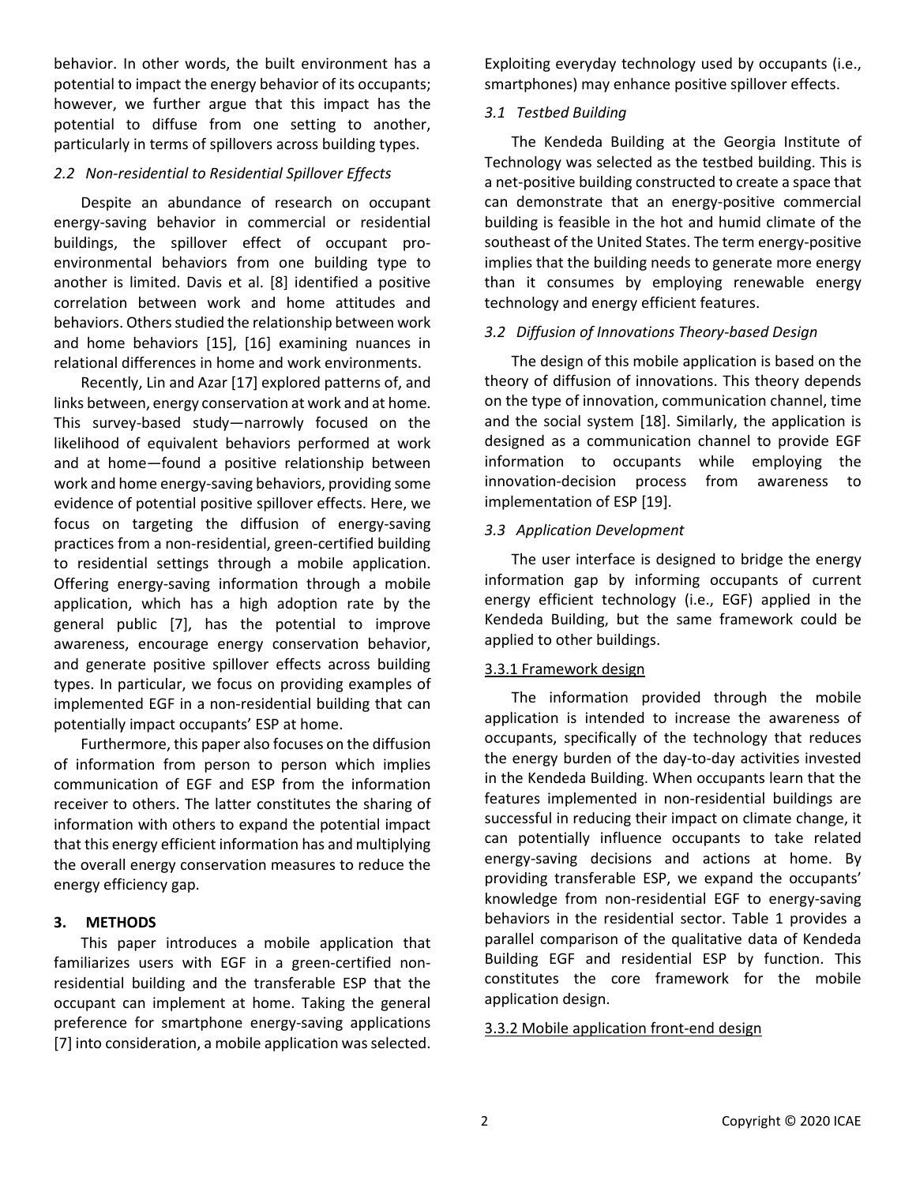behavior. In other words, the built environment has a potential to impact the energy behavior of its occupants; however, we further argue that this impact has the potential to diffuse from one setting to another, particularly in terms of spillovers across building types.

### *2.2 Non-residential to Residential Spillover Effects*

Despite an abundance of research on occupant energy-saving behavior in commercial or residential buildings, the spillover effect of occupant pro-environmental behaviors from one building type to another is limited. Davis et al. [8] identified a positive correlation between work and home attitudes and behaviors. Others studied the relationship between work and home behaviors [15], [16] examining nuances in relational differences in home and work environments.

Recently, Lin and Azar [17] explored patterns of, and links between, energy conservation at work and at home. This survey-based study—narrowly focused on the likelihood of equivalent behaviors performed at work and at home—found a positive relationship between work and home energy-saving behaviors, providing some evidence of potential positive spillover effects. Here, we focus on targeting the diffusion of energy-saving practices from a non-residential, green-certified building to residential settings through a mobile application. Offering energy-saving information through a mobile application, which has a high adoption rate by the general public [7], has the potential to improve awareness, encourage energy conservation behavior, and generate positive spillover effects across building types. In particular, we focus on providing examples of implemented EGF in a non-residential building that can potentially impact occupants' ESP at home.

Furthermore, this paper also focuses on the diffusion of information from person to person which implies communication of EGF and ESP from the information receiver to others. The latter constitutes the sharing of information with others to expand the potential impact that this energy efficient information has and multiplying the overall energy conservation measures to reduce the energy efficiency gap.

## 3. METHODS

This paper introduces a mobile application that familiarizes users with EGF in a green-certified non-residential building and the transferable ESP that the occupant can implement at home. Taking the general preference for smartphone energy-saving applications [7] into consideration, a mobile application was selected. Exploiting everyday technology used by occupants (i.e., smartphones) may enhance positive spillover effects.

### *3.1 Testbed Building*

The Kendeda Building at the Georgia Institute of Technology was selected as the testbed building. This is a net-positive building constructed to create a space that can demonstrate that an energy-positive commercial building is feasible in the hot and humid climate of the southeast of the United States. The term energy-positive implies that the building needs to generate more energy than it consumes by employing renewable energy technology and energy efficient features.

### *3.2 Diffusion of Innovations Theory-based Design*

The design of this mobile application is based on the theory of diffusion of innovations. This theory depends on the type of innovation, communication channel, time and the social system [18]. Similarly, the application is designed as a communication channel to provide EGF information to occupants while employing the innovation-decision process from awareness to implementation of ESP [19].

### *3.3 Application Development*

The user interface is designed to bridge the energy information gap by informing occupants of current energy efficient technology (i.e., EGF) applied in the Kendeda Building, but the same framework could be applied to other buildings.

#### 3.3.1 Framework design

The information provided through the mobile application is intended to increase the awareness of occupants, specifically of the technology that reduces the energy burden of the day-to-day activities invested in the Kendeda Building. When occupants learn that the features implemented in non-residential buildings are successful in reducing their impact on climate change, it can potentially influence occupants to take related energy-saving decisions and actions at home. By providing transferable ESP, we expand the occupants' knowledge from non-residential EGF to energy-saving behaviors in the residential sector. Table 1 provides a parallel comparison of the qualitative data of Kendeda Building EGF and residential ESP by function. This constitutes the core framework for the mobile application design.

#### 3.3.2 Mobile application front-end design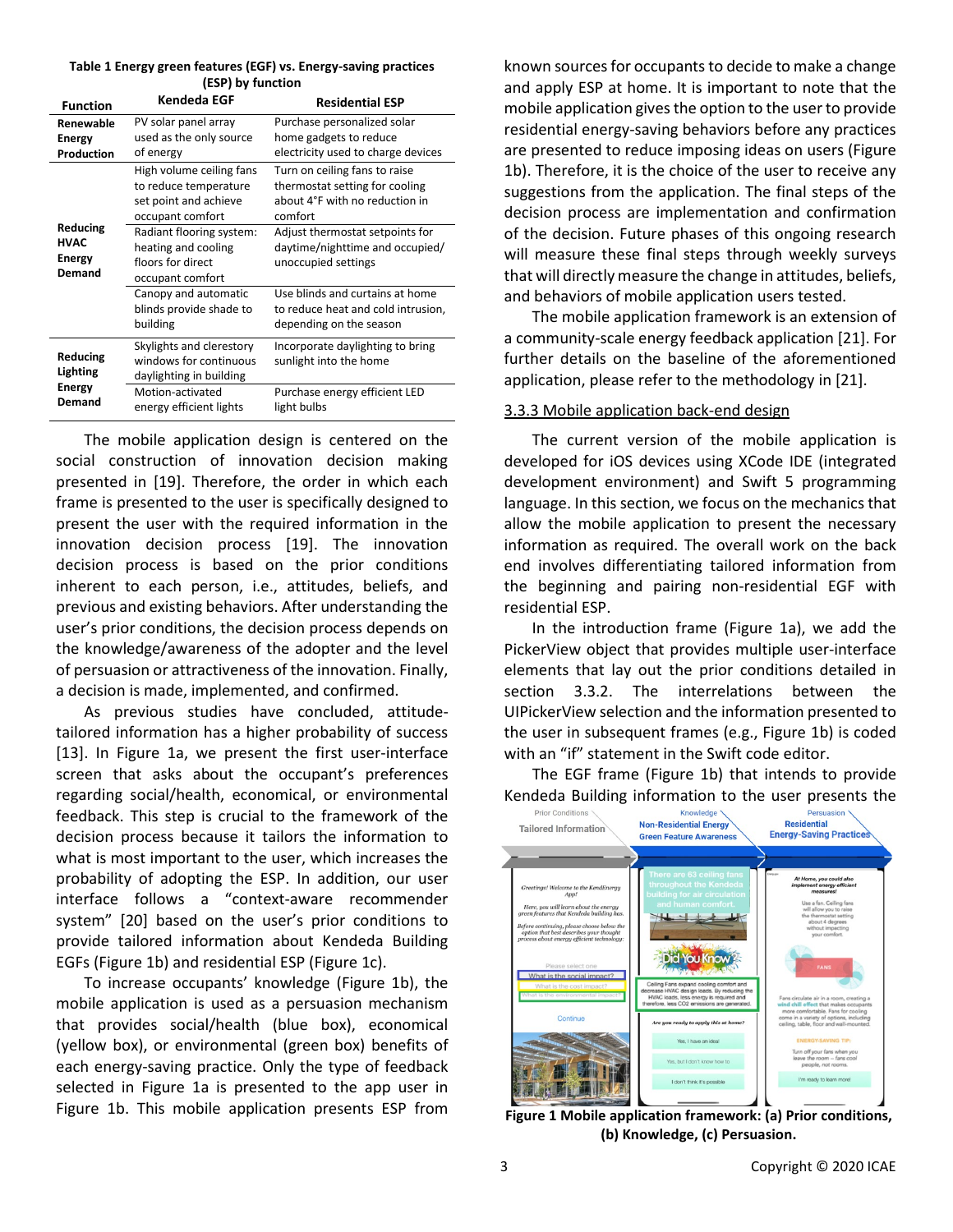**Table 1 Energy green features (EGF) vs. Energy-saving practices (ESP) by function**

| Function | Kendeda EGF | Residential ESP |
|---|---|---|
| Renewable Energy Production | PV solar panel array used as the only source of energy | Purchase personalized solar home gadgets to reduce electricity used to charge devices |
| Reducing HVAC Energy Demand | High volume ceiling fans to reduce temperature set point and achieve occupant comfort | Turn on ceiling fans to raise thermostat setting for cooling about 4°F with no reduction in comfort |
| | Radiant flooring system: heating and cooling floors for direct occupant comfort | Adjust thermostat setpoints for daytime/nighttime and occupied/ unoccupied settings |
| | Canopy and automatic blinds provide shade to building | Use blinds and curtains at home to reduce heat and cold intrusion, depending on the season |
| Reducing Lighting Energy Demand | Skylights and clerestory windows for continuous daylighting in building | Incorporate daylighting to bring sunlight into the home |
| | Motion-activated energy efficient lights | Purchase energy efficient LED light bulbs |

The mobile application design is centered on the social construction of innovation decision making presented in [19]. Therefore, the order in which each frame is presented to the user is specifically designed to present the user with the required information in the innovation decision process [19]. The innovation decision process is based on the prior conditions inherent to each person, i.e., attitudes, beliefs, and previous and existing behaviors. After understanding the user's prior conditions, the decision process depends on the knowledge/awareness of the adopter and the level of persuasion or attractiveness of the innovation. Finally, a decision is made, implemented, and confirmed.

As previous studies have concluded, attitude-tailored information has a higher probability of success [13]. In Figure 1a, we present the first user-interface screen that asks about the occupant's preferences regarding social/health, economical, or environmental feedback. This step is crucial to the framework of the decision process because it tailors the information to what is most important to the user, which increases the probability of adopting the ESP. In addition, our user interface follows a "context-aware recommender system" [20] based on the user's prior conditions to provide tailored information about Kendeda Building EGFs (Figure 1b) and residential ESP (Figure 1c).

To increase occupants' knowledge (Figure 1b), the mobile application is used as a persuasion mechanism that provides social/health (blue box), economical (yellow box), or environmental (green box) benefits of each energy-saving practice. Only the type of feedback selected in Figure 1a is presented to the app user in Figure 1b. This mobile application presents ESP from known sources for occupants to decide to make a change and apply ESP at home. It is important to note that the mobile application gives the option to the user to provide residential energy-saving behaviors before any practices are presented to reduce imposing ideas on users (Figure 1b). Therefore, it is the choice of the user to receive any suggestions from the application. The final steps of the decision process are implementation and confirmation of the decision. Future phases of this ongoing research will measure these final steps through weekly surveys that will directly measure the change in attitudes, beliefs, and behaviors of mobile application users tested.

The mobile application framework is an extension of a community-scale energy feedback application [21]. For further details on the baseline of the aforementioned application, please refer to the methodology in [21].

### 3.3.3 Mobile application back-end design

The current version of the mobile application is developed for iOS devices using XCode IDE (integrated development environment) and Swift 5 programming language. In this section, we focus on the mechanics that allow the mobile application to present the necessary information as required. The overall work on the back end involves differentiating tailored information from the beginning and pairing non-residential EGF with residential ESP.

In the introduction frame (Figure 1a), we add the PickerView object that provides multiple user-interface elements that lay out the prior conditions detailed in section 3.3.2. The interrelations between the UIPickerView selection and the information presented to the user in subsequent frames (e.g., Figure 1b) is coded with an "if" statement in the Swift code editor.

The EGF frame (Figure 1b) that intends to provide Kendeda Building information to the user presents the

**Figure 1 Mobile application framework: (a) Prior conditions, (b) Knowledge, (c) Persuasion.**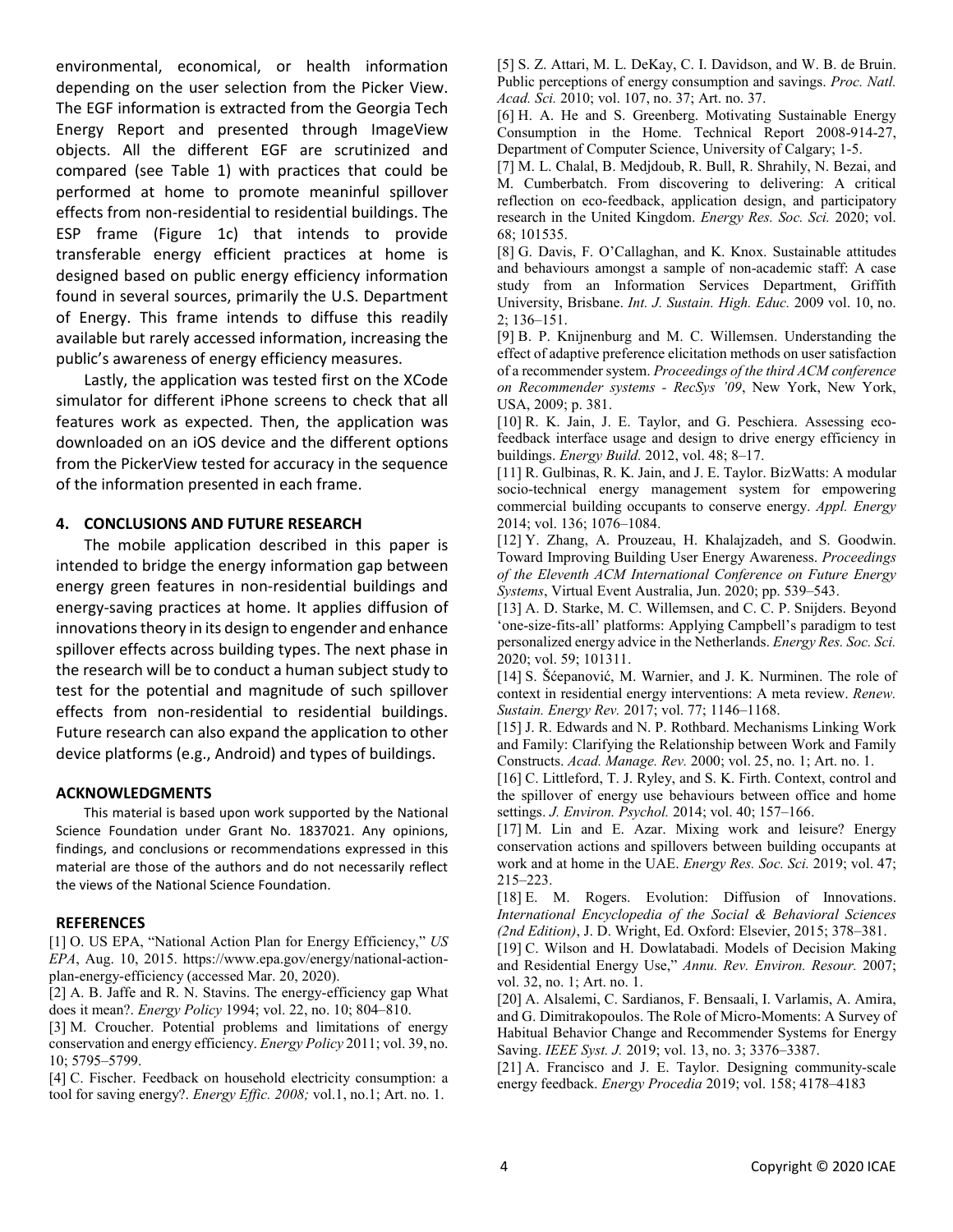environmental, economical, or health information depending on the user selection from the Picker View. The EGF information is extracted from the Georgia Tech Energy Report and presented through ImageView objects. All the different EGF are scrutinized and compared (see Table 1) with practices that could be performed at home to promote meaninful spillover effects from non-residential to residential buildings. The ESP frame (Figure 1c) that intends to provide transferable energy efficient practices at home is designed based on public energy efficiency information found in several sources, primarily the U.S. Department of Energy. This frame intends to diffuse this readily available but rarely accessed information, increasing the public's awareness of energy efficiency measures.

Lastly, the application was tested first on the XCode simulator for different iPhone screens to check that all features work as expected. Then, the application was downloaded on an iOS device and the different options from the PickerView tested for accuracy in the sequence of the information presented in each frame.

## 4. CONCLUSIONS AND FUTURE RESEARCH

The mobile application described in this paper is intended to bridge the energy information gap between energy green features in non-residential buildings and energy-saving practices at home. It applies diffusion of innovations theory in its design to engender and enhance spillover effects across building types. The next phase in the research will be to conduct a human subject study to test for the potential and magnitude of such spillover effects from non-residential to residential buildings. Future research can also expand the application to other device platforms (e.g., Android) and types of buildings.

## ACKNOWLEDGMENTS

This material is based upon work supported by the National Science Foundation under Grant No. 1837021. Any opinions, findings, and conclusions or recommendations expressed in this material are those of the authors and do not necessarily reflect the views of the National Science Foundation.

## REFERENCES

[1] O. US EPA, "National Action Plan for Energy Efficiency," *US EPA*, Aug. 10, 2015. https://www.epa.gov/energy/national-action-plan-energy-efficiency (accessed Mar. 20, 2020).

[2] A. B. Jaffe and R. N. Stavins. The energy-efficiency gap What does it mean?. *Energy Policy* 1994; vol. 22, no. 10; 804–810.

[3] M. Croucher. Potential problems and limitations of energy conservation and energy efficiency. *Energy Policy* 2011; vol. 39, no. 10; 5795–5799.

[4] C. Fischer. Feedback on household electricity consumption: a tool for saving energy?. *Energy Effic. 2008;* vol.1, no.1; Art. no. 1.

[5] S. Z. Attari, M. L. DeKay, C. I. Davidson, and W. B. de Bruin. Public perceptions of energy consumption and savings. *Proc. Natl. Acad. Sci.* 2010; vol. 107, no. 37; Art. no. 37.

[6] H. A. He and S. Greenberg. Motivating Sustainable Energy Consumption in the Home. Technical Report 2008-914-27, Department of Computer Science, University of Calgary; 1-5.

[7] M. L. Chalal, B. Medjdoub, R. Bull, R. Shrahily, N. Bezai, and M. Cumberbatch. From discovering to delivering: A critical reflection on eco-feedback, application design, and participatory research in the United Kingdom. *Energy Res. Soc. Sci.* 2020; vol. 68; 101535.

[8] G. Davis, F. O'Callaghan, and K. Knox. Sustainable attitudes and behaviours amongst a sample of non-academic staff: A case study from an Information Services Department, Griffith University, Brisbane. *Int. J. Sustain. High. Educ.* 2009 vol. 10, no. 2; 136–151.

[9] B. P. Knijnenburg and M. C. Willemsen. Understanding the effect of adaptive preference elicitation methods on user satisfaction of a recommender system. *Proceedings of the third ACM conference on Recommender systems - RecSys '09*, New York, New York, USA, 2009; p. 381.

[10] R. K. Jain, J. E. Taylor, and G. Peschiera. Assessing eco-feedback interface usage and design to drive energy efficiency in buildings. *Energy Build.* 2012, vol. 48; 8–17.

[11] R. Gulbinas, R. K. Jain, and J. E. Taylor. BizWatts: A modular socio-technical energy management system for empowering commercial building occupants to conserve energy. *Appl. Energy* 2014; vol. 136; 1076–1084.

[12] Y. Zhang, A. Prouzeau, H. Khalajzadeh, and S. Goodwin. Toward Improving Building User Energy Awareness. *Proceedings of the Eleventh ACM International Conference on Future Energy Systems*, Virtual Event Australia, Jun. 2020; pp. 539–543.

[13] A. D. Starke, M. C. Willemsen, and C. C. P. Snijders. Beyond 'one-size-fits-all' platforms: Applying Campbell's paradigm to test personalized energy advice in the Netherlands. *Energy Res. Soc. Sci.* 2020; vol. 59; 101311.

[14] S. Šćepanović, M. Warnier, and J. K. Nurminen. The role of context in residential energy interventions: A meta review. *Renew. Sustain. Energy Rev.* 2017; vol. 77; 1146–1168.

[15] J. R. Edwards and N. P. Rothbard. Mechanisms Linking Work and Family: Clarifying the Relationship between Work and Family Constructs. *Acad. Manage. Rev.* 2000; vol. 25, no. 1; Art. no. 1.

[16] C. Littleford, T. J. Ryley, and S. K. Firth. Context, control and the spillover of energy use behaviours between office and home settings. *J. Environ. Psychol.* 2014; vol. 40; 157–166.

[17] M. Lin and E. Azar. Mixing work and leisure? Energy conservation actions and spillovers between building occupants at work and at home in the UAE. *Energy Res. Soc. Sci.* 2019; vol. 47; 215–223.

[18] E. M. Rogers. Evolution: Diffusion of Innovations. *International Encyclopedia of the Social & Behavioral Sciences (2nd Edition)*, J. D. Wright, Ed. Oxford: Elsevier, 2015; 378–381.

[19] C. Wilson and H. Dowlatabadi. Models of Decision Making and Residential Energy Use," *Annu. Rev. Environ. Resour.* 2007; vol. 32, no. 1; Art. no. 1.

[20] A. Alsalemi, C. Sardianos, F. Bensaali, I. Varlamis, A. Amira, and G. Dimitrakopoulos. The Role of Micro-Moments: A Survey of Habitual Behavior Change and Recommender Systems for Energy Saving. *IEEE Syst. J.* 2019; vol. 13, no. 3; 3376–3387.

[21] A. Francisco and J. E. Taylor. Designing community-scale energy feedback. *Energy Procedia* 2019; vol. 158; 4178–4183